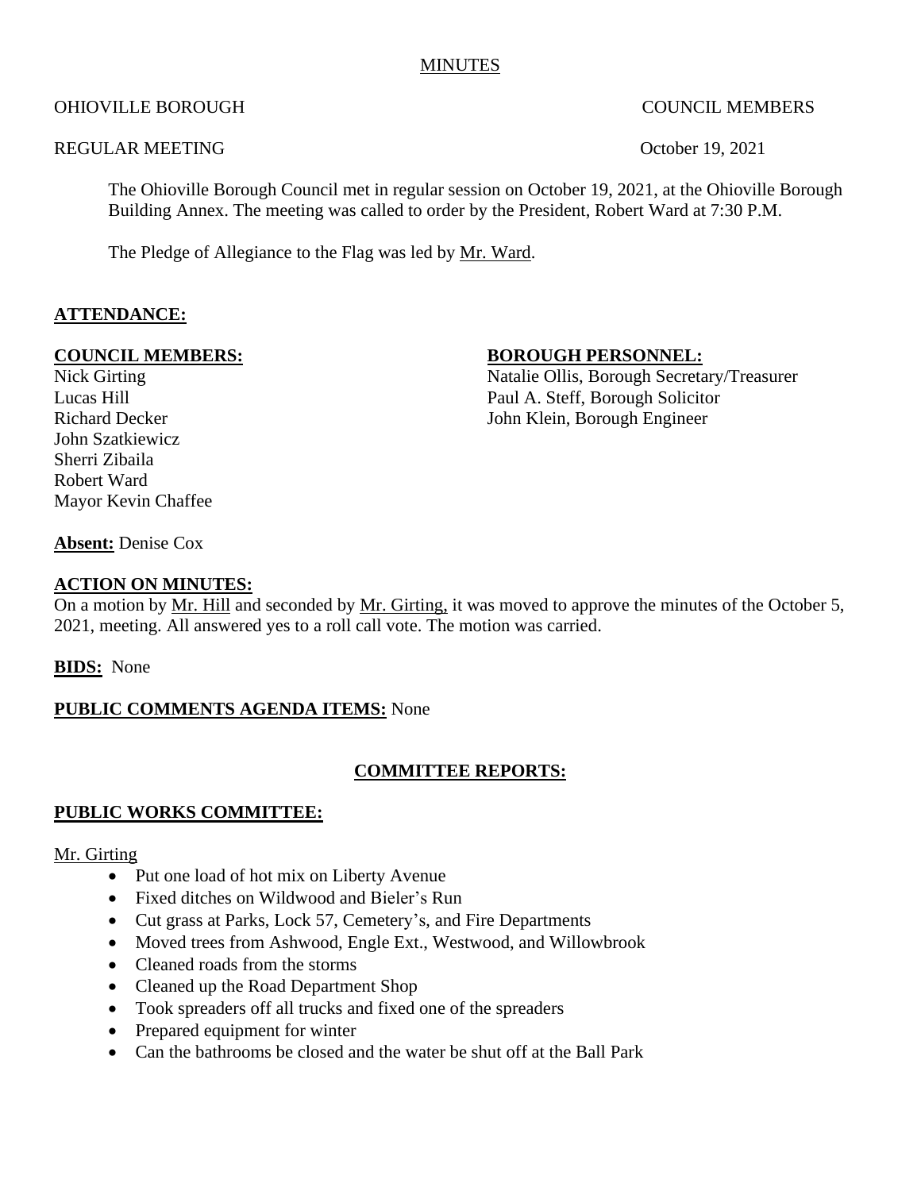MINUTES

OHIOVILLE BOROUGH COUNCIL MEMBERS

REGULAR MEETING October 19, 2021

The Ohioville Borough Council met in regular session on October 19, 2021, at the Ohioville Borough Building Annex. The meeting was called to order by the President, Robert Ward at 7:30 P.M.

The Pledge of Allegiance to the Flag was led by Mr. Ward.

## ATTENDANCE:

**COUNCIL MEMBERS:**

Nick Girting
Lucas Hill
Richard Decker
John Szatkiewicz
Sherri Zibaila
Robert Ward
Mayor Kevin Chaffee

**BOROUGH PERSONNEL:**

Natalie Ollis, Borough Secretary/Treasurer
Paul A. Steff, Borough Solicitor
John Klein, Borough Engineer

**Absent:** Denise Cox

## ACTION ON MINUTES:

On a motion by Mr. Hill and seconded by Mr. Girting, it was moved to approve the minutes of the October 5, 2021, meeting. All answered yes to a roll call vote. The motion was carried.

**BIDS:** None

**PUBLIC COMMENTS AGENDA ITEMS:** None

## COMMITTEE REPORTS:

## PUBLIC WORKS COMMITTEE:

Mr. Girting

- Put one load of hot mix on Liberty Avenue
- Fixed ditches on Wildwood and Bieler's Run
- Cut grass at Parks, Lock 57, Cemetery's, and Fire Departments
- Moved trees from Ashwood, Engle Ext., Westwood, and Willowbrook
- Cleaned roads from the storms
- Cleaned up the Road Department Shop
- Took spreaders off all trucks and fixed one of the spreaders
- Prepared equipment for winter
- Can the bathrooms be closed and the water be shut off at the Ball Park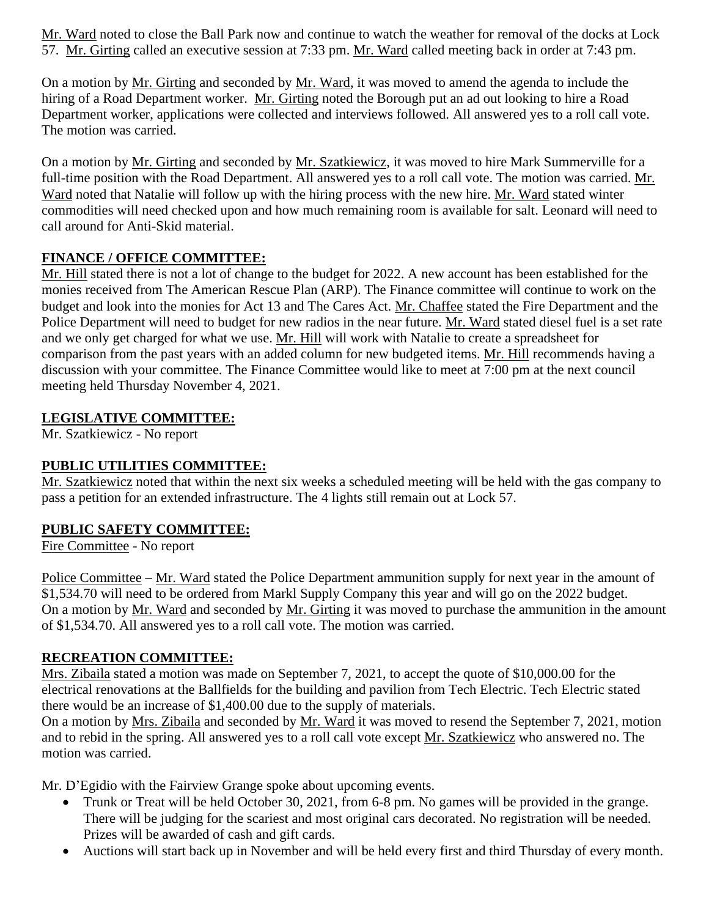Mr. Ward noted to close the Ball Park now and continue to watch the weather for removal of the docks at Lock 57. Mr. Girting called an executive session at 7:33 pm. Mr. Ward called meeting back in order at 7:43 pm.

On a motion by Mr. Girting and seconded by Mr. Ward, it was moved to amend the agenda to include the hiring of a Road Department worker. Mr. Girting noted the Borough put an ad out looking to hire a Road Department worker, applications were collected and interviews followed. All answered yes to a roll call vote. The motion was carried.

On a motion by Mr. Girting and seconded by Mr. Szatkiewicz, it was moved to hire Mark Summerville for a full-time position with the Road Department. All answered yes to a roll call vote. The motion was carried. Mr. Ward noted that Natalie will follow up with the hiring process with the new hire. Mr. Ward stated winter commodities will need checked upon and how much remaining room is available for salt. Leonard will need to call around for Anti-Skid material.

## FINANCE / OFFICE COMMITTEE:

Mr. Hill stated there is not a lot of change to the budget for 2022. A new account has been established for the monies received from The American Rescue Plan (ARP). The Finance committee will continue to work on the budget and look into the monies for Act 13 and The Cares Act. Mr. Chaffee stated the Fire Department and the Police Department will need to budget for new radios in the near future. Mr. Ward stated diesel fuel is a set rate and we only get charged for what we use. Mr. Hill will work with Natalie to create a spreadsheet for comparison from the past years with an added column for new budgeted items. Mr. Hill recommends having a discussion with your committee. The Finance Committee would like to meet at 7:00 pm at the next council meeting held Thursday November 4, 2021.

## LEGISLATIVE COMMITTEE:

Mr. Szatkiewicz - No report

## PUBLIC UTILITIES COMMITTEE:

Mr. Szatkiewicz noted that within the next six weeks a scheduled meeting will be held with the gas company to pass a petition for an extended infrastructure. The 4 lights still remain out at Lock 57.

## PUBLIC SAFETY COMMITTEE:

Fire Committee - No report

Police Committee – Mr. Ward stated the Police Department ammunition supply for next year in the amount of $1,534.70 will need to be ordered from Markl Supply Company this year and will go on the 2022 budget. On a motion by Mr. Ward and seconded by Mr. Girting it was moved to purchase the ammunition in the amount of $1,534.70. All answered yes to a roll call vote. The motion was carried.

## RECREATION COMMITTEE:

Mrs. Zibaila stated a motion was made on September 7, 2021, to accept the quote of $10,000.00 for the electrical renovations at the Ballfields for the building and pavilion from Tech Electric. Tech Electric stated there would be an increase of $1,400.00 due to the supply of materials.
On a motion by Mrs. Zibaila and seconded by Mr. Ward it was moved to resend the September 7, 2021, motion and to rebid in the spring. All answered yes to a roll call vote except Mr. Szatkiewicz who answered no. The motion was carried.

Mr. D'Egidio with the Fairview Grange spoke about upcoming events.

- Trunk or Treat will be held October 30, 2021, from 6-8 pm. No games will be provided in the grange. There will be judging for the scariest and most original cars decorated. No registration will be needed. Prizes will be awarded of cash and gift cards.
- Auctions will start back up in November and will be held every first and third Thursday of every month.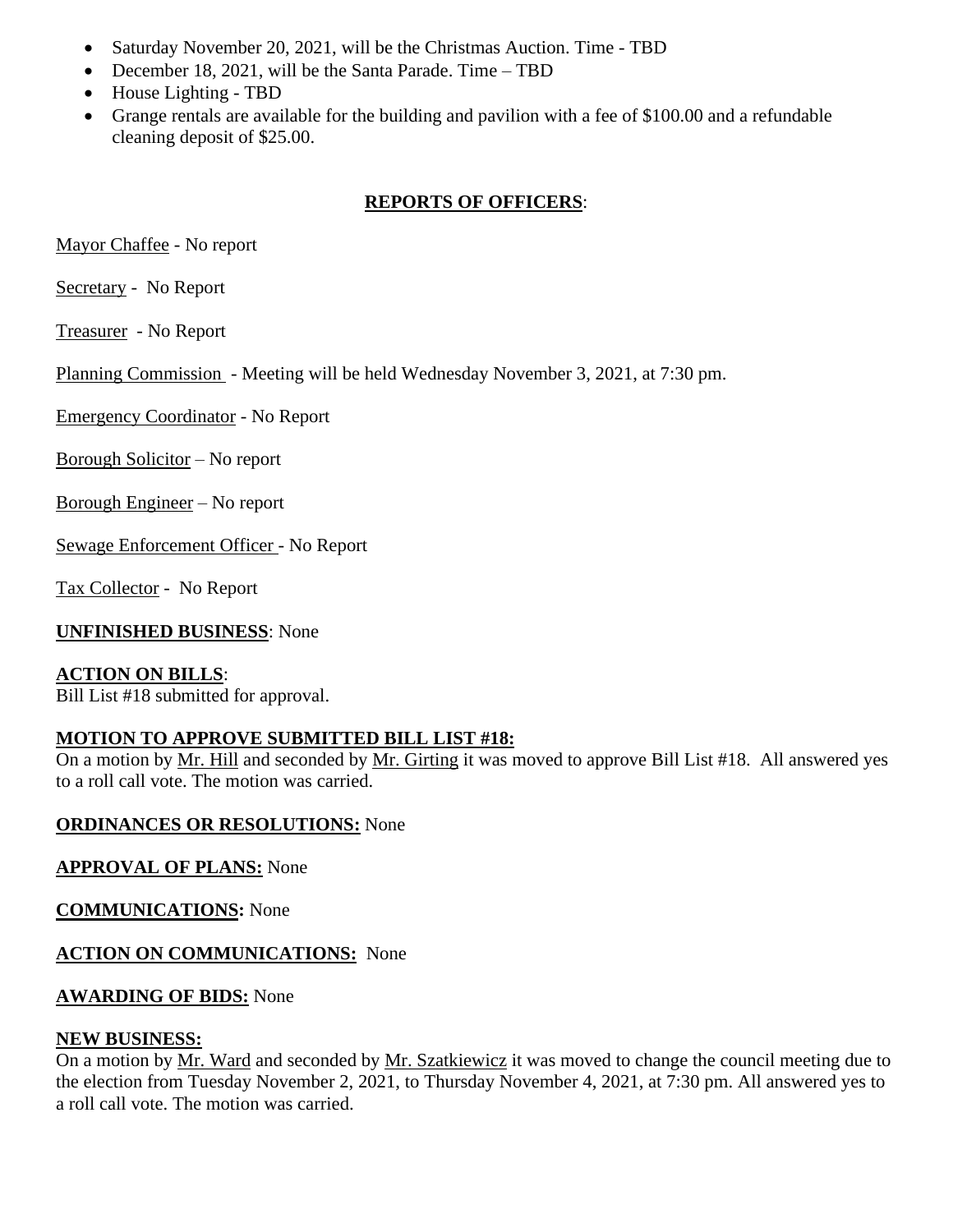- Saturday November 20, 2021, will be the Christmas Auction. Time - TBD
- December 18, 2021, will be the Santa Parade. Time – TBD
- House Lighting - TBD
- Grange rentals are available for the building and pavilion with a fee of $100.00 and a refundable cleaning deposit of $25.00.

## REPORTS OF OFFICERS:

Mayor Chaffee - No report

Secretary - No Report

Treasurer - No Report

Planning Commission - Meeting will be held Wednesday November 3, 2021, at 7:30 pm.

Emergency Coordinator - No Report

Borough Solicitor – No report

Borough Engineer – No report

Sewage Enforcement Officer - No Report

Tax Collector - No Report

**UNFINISHED BUSINESS**: None

**ACTION ON BILLS**:
Bill List #18 submitted for approval.

**MOTION TO APPROVE SUBMITTED BILL LIST #18:**
On a motion by Mr. Hill and seconded by Mr. Girting it was moved to approve Bill List #18. All answered yes to a roll call vote. The motion was carried.

**ORDINANCES OR RESOLUTIONS:** None

**APPROVAL OF PLANS:** None

**COMMUNICATIONS:** None

**ACTION ON COMMUNICATIONS:** None

**AWARDING OF BIDS:** None

**NEW BUSINESS:**
On a motion by Mr. Ward and seconded by Mr. Szatkiewicz it was moved to change the council meeting due to the election from Tuesday November 2, 2021, to Thursday November 4, 2021, at 7:30 pm. All answered yes to a roll call vote. The motion was carried.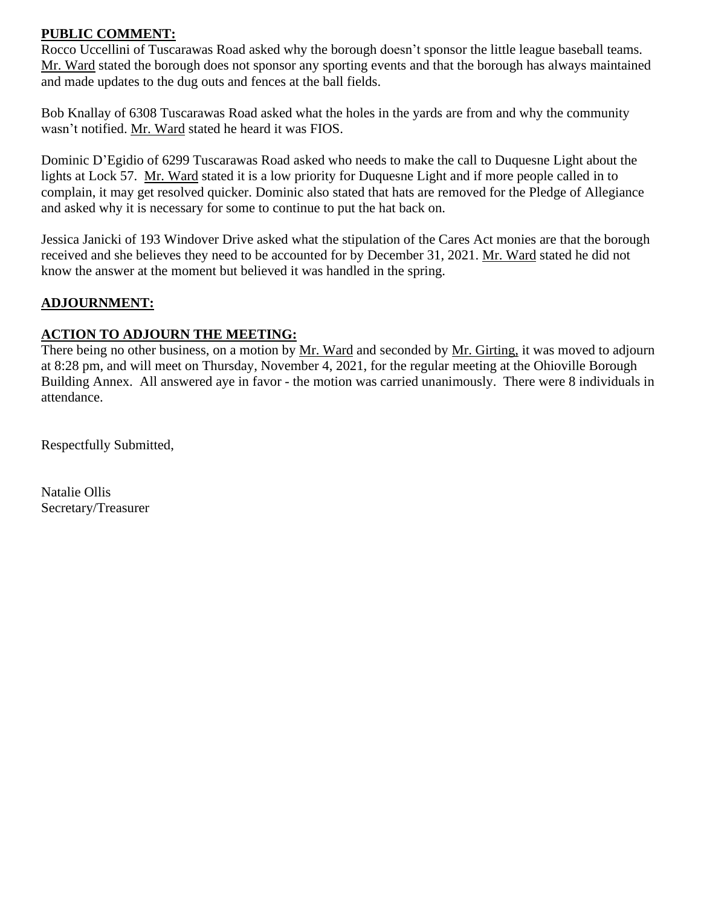**PUBLIC COMMENT:**

Rocco Uccellini of Tuscarawas Road asked why the borough doesn't sponsor the little league baseball teams. Mr. Ward stated the borough does not sponsor any sporting events and that the borough has always maintained and made updates to the dug outs and fences at the ball fields.

Bob Knallay of 6308 Tuscarawas Road asked what the holes in the yards are from and why the community wasn't notified. Mr. Ward stated he heard it was FIOS.

Dominic D'Egidio of 6299 Tuscarawas Road asked who needs to make the call to Duquesne Light about the lights at Lock 57. Mr. Ward stated it is a low priority for Duquesne Light and if more people called in to complain, it may get resolved quicker. Dominic also stated that hats are removed for the Pledge of Allegiance and asked why it is necessary for some to continue to put the hat back on.

Jessica Janicki of 193 Windover Drive asked what the stipulation of the Cares Act monies are that the borough received and she believes they need to be accounted for by December 31, 2021. Mr. Ward stated he did not know the answer at the moment but believed it was handled in the spring.

**ADJOURNMENT:**

**ACTION TO ADJOURN THE MEETING:**

There being no other business, on a motion by Mr. Ward and seconded by Mr. Girting, it was moved to adjourn at 8:28 pm, and will meet on Thursday, November 4, 2021, for the regular meeting at the Ohioville Borough Building Annex. All answered aye in favor - the motion was carried unanimously. There were 8 individuals in attendance.

Respectfully Submitted,

Natalie Ollis
Secretary/Treasurer